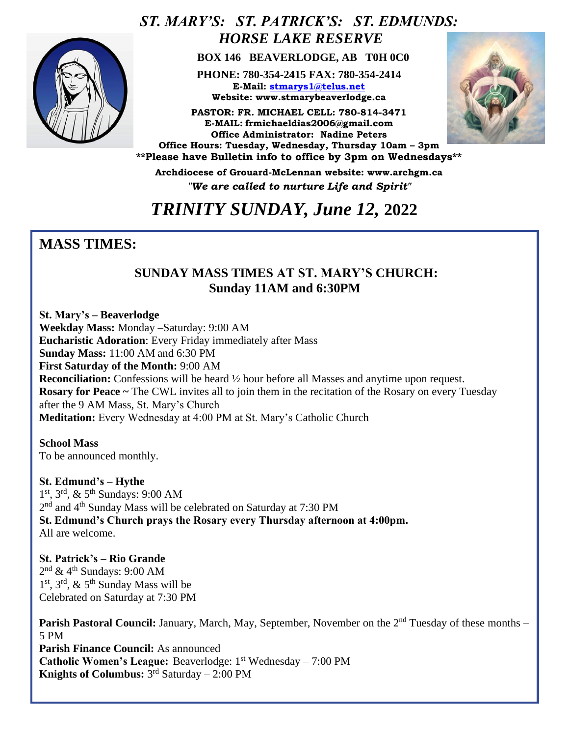# *ST. MARY'S: ST. PATRICK'S: ST. EDMUNDS: HORSE LAKE RESERVE*

**BOX 146 BEAVERLODGE, AB T0H 0C0**

**PHONE: 780-354-2415 FAX: 780-354-2414**
**E-Mail: stmarys1@telus.net**
**Website: www.stmarybeaverlodge.ca**

**PASTOR: FR. MICHAEL CELL: 780-814-3471**
**E-MAIL: frmichaeldias2006@gmail.com**
**Office Administrator: Nadine Peters**
**Office Hours: Tuesday, Wednesday, Thursday 10am – 3pm**
**\*\*Please have Bulletin info to office by 3pm on Wednesdays\*\***

**Archdiocese of Grouard-McLennan website: www.archgm.ca**
***"We are called to nurture Life and Spirit"***

# *TRINITY SUNDAY, June 12,* 2022

## MASS TIMES:

### SUNDAY MASS TIMES AT ST. MARY'S CHURCH: Sunday 11AM and 6:30PM

**St. Mary's – Beaverlodge**
**Weekday Mass:** Monday –Saturday: 9:00 AM
**Eucharistic Adoration**: Every Friday immediately after Mass
**Sunday Mass:** 11:00 AM and 6:30 PM
**First Saturday of the Month:** 9:00 AM
**Reconciliation:** Confessions will be heard ½ hour before all Masses and anytime upon request.
**Rosary for Peace ~** The CWL invites all to join them in the recitation of the Rosary on every Tuesday after the 9 AM Mass, St. Mary's Church
**Meditation:** Every Wednesday at 4:00 PM at St. Mary's Catholic Church

**School Mass**
To be announced monthly.

**St. Edmund's – Hythe**
1st, 3rd, & 5th Sundays: 9:00 AM
2nd and 4th Sunday Mass will be celebrated on Saturday at 7:30 PM
**St. Edmund's Church prays the Rosary every Thursday afternoon at 4:00pm.**
All are welcome.

**St. Patrick's – Rio Grande**
2nd & 4th Sundays: 9:00 AM
1st, 3rd, & 5th Sunday Mass will be
Celebrated on Saturday at 7:30 PM

**Parish Pastoral Council:** January, March, May, September, November on the 2nd Tuesday of these months – 5 PM
**Parish Finance Council:** As announced
**Catholic Women's League:** Beaverlodge: 1st Wednesday – 7:00 PM
**Knights of Columbus:** 3rd Saturday – 2:00 PM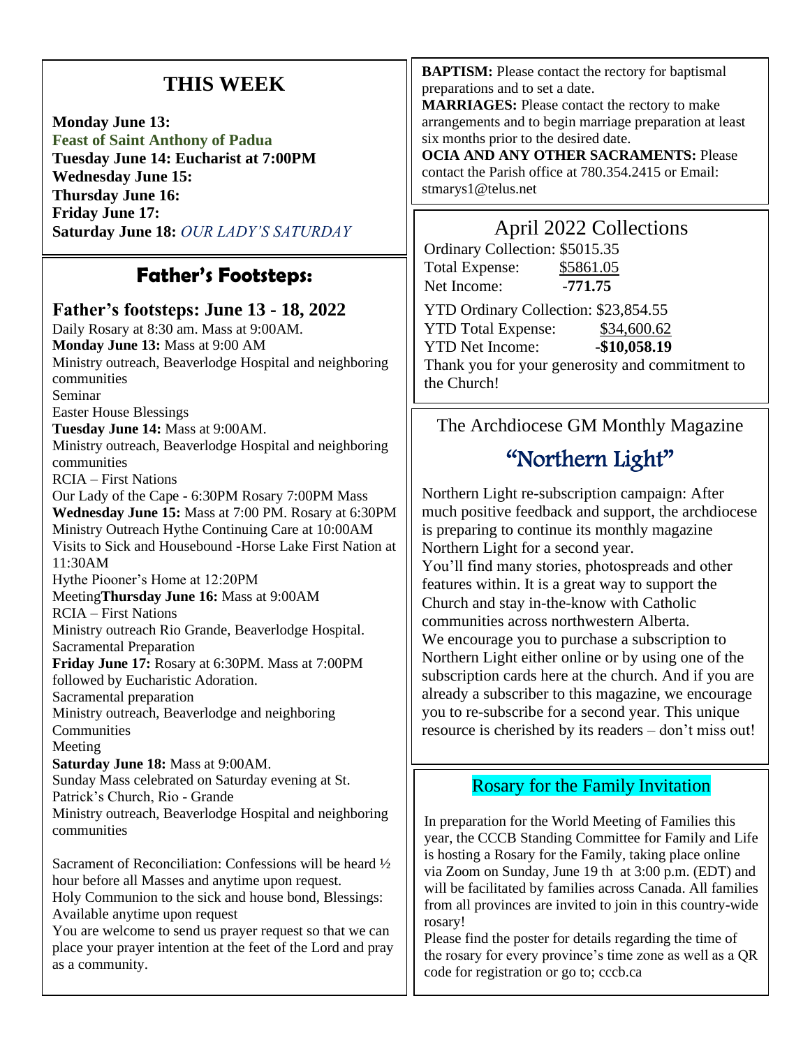## THIS WEEK

**Monday June 13:**
**Feast of Saint Anthony of Padua**
**Tuesday June 14: Eucharist at 7:00PM**
**Wednesday June 15:**
**Thursday June 16:**
**Friday June 17:**
**Saturday June 18:** *OUR LADY'S SATURDAY*

## Father's Footsteps:

### Father's footsteps: June 13 - 18, 2022

Daily Rosary at 8:30 am. Mass at 9:00AM.
**Monday June 13:** Mass at 9:00 AM
Ministry outreach, Beaverlodge Hospital and neighboring communities
Seminar
Easter House Blessings
**Tuesday June 14:** Mass at 9:00AM.
Ministry outreach, Beaverlodge Hospital and neighboring communities
RCIA – First Nations
Our Lady of the Cape - 6:30PM Rosary 7:00PM Mass
**Wednesday June 15:** Mass at 7:00 PM. Rosary at 6:30PM
Ministry Outreach Hythe Continuing Care at 10:00AM
Visits to Sick and Housebound -Horse Lake First Nation at 11:30AM
Hythe Piooner's Home at 12:20PM
Meeting**Thursday June 16:** Mass at 9:00AM
RCIA – First Nations
Ministry outreach Rio Grande, Beaverlodge Hospital.
Sacramental Preparation
**Friday June 17:** Rosary at 6:30PM. Mass at 7:00PM followed by Eucharistic Adoration.
Sacramental preparation
Ministry outreach, Beaverlodge and neighboring Communities
Meeting
**Saturday June 18:** Mass at 9:00AM.
Sunday Mass celebrated on Saturday evening at St. Patrick's Church, Rio - Grande
Ministry outreach, Beaverlodge Hospital and neighboring communities

Sacrament of Reconciliation: Confessions will be heard ½ hour before all Masses and anytime upon request.
Holy Communion to the sick and house bond, Blessings: Available anytime upon request
You are welcome to send us prayer request so that we can place your prayer intention at the feet of the Lord and pray as a community.

**BAPTISM:** Please contact the rectory for baptismal preparations and to set a date.
**MARRIAGES:** Please contact the rectory to make arrangements and to begin marriage preparation at least six months prior to the desired date.
**OCIA AND ANY OTHER SACRAMENTS:** Please contact the Parish office at 780.354.2415 or Email: stmarys1@telus.net

## April 2022 Collections

Ordinary Collection: $5015.35
Total Expense: $5861.05
Net Income: -771.75

YTD Ordinary Collection: $23,854.55
YTD Total Expense: $34,600.62
YTD Net Income: **-$10,058.19**
Thank you for your generosity and commitment to the Church!

The Archdiocese GM Monthly Magazine

## "Northern Light"

Northern Light re-subscription campaign: After much positive feedback and support, the archdiocese is preparing to continue its monthly magazine Northern Light for a second year.
You'll find many stories, photospreads and other features within. It is a great way to support the Church and stay in-the-know with Catholic communities across northwestern Alberta.
We encourage you to purchase a subscription to Northern Light either online or by using one of the subscription cards here at the church. And if you are already a subscriber to this magazine, we encourage you to re-subscribe for a second year. This unique resource is cherished by its readers – don't miss out!

## Rosary for the Family Invitation

In preparation for the World Meeting of Families this year, the CCCB Standing Committee for Family and Life is hosting a Rosary for the Family, taking place online via Zoom on Sunday, June 19 th at 3:00 p.m. (EDT) and will be facilitated by families across Canada. All families from all provinces are invited to join in this country-wide rosary!
Please find the poster for details regarding the time of the rosary for every province's time zone as well as a QR code for registration or go to; cccb.ca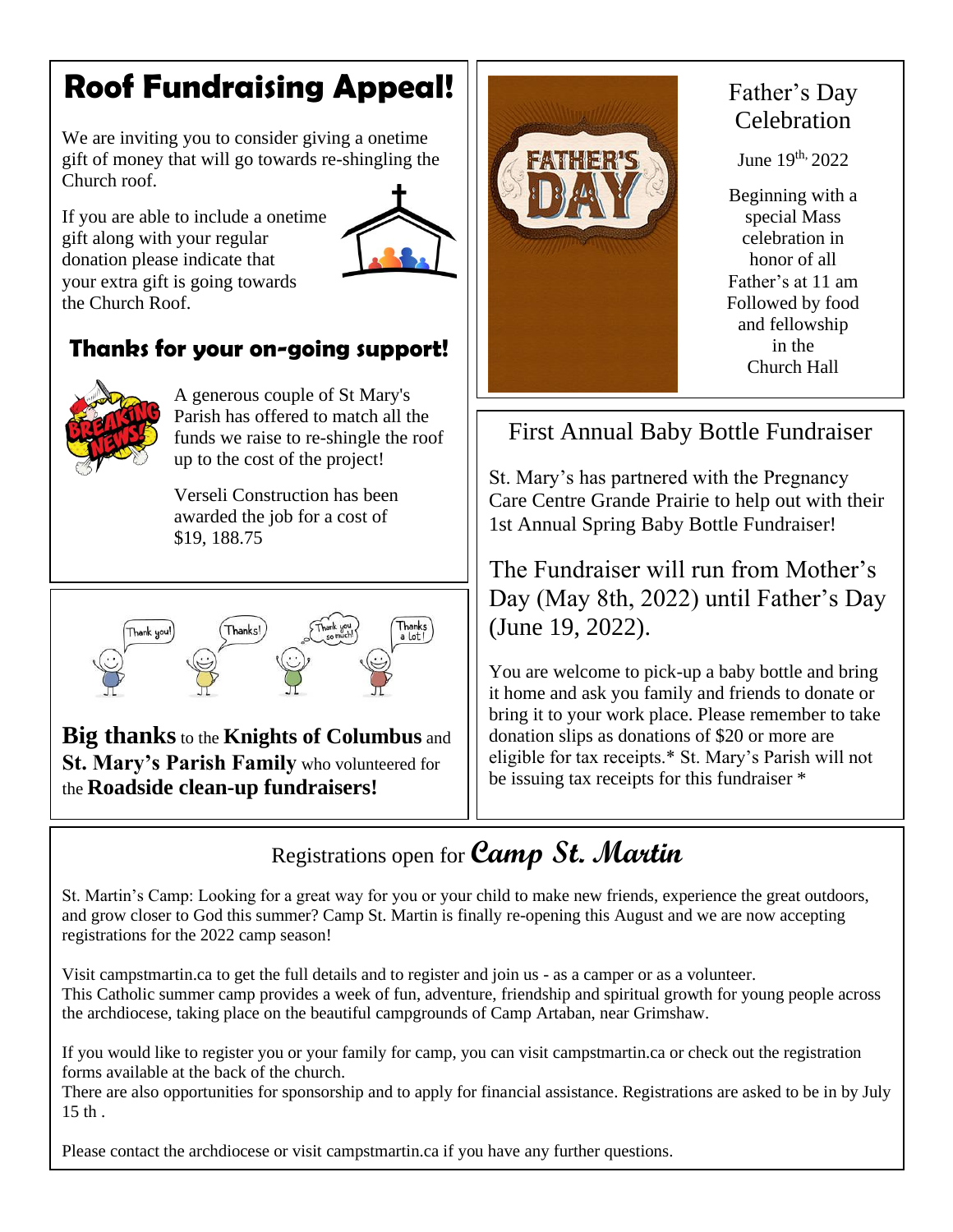## Roof Fundraising Appeal!

We are inviting you to consider giving a onetime gift of money that will go towards re-shingling the Church roof.

If you are able to include a onetime gift along with your regular donation please indicate that your extra gift is going towards the Church Roof.

### Thanks for your on-going support!

A generous couple of St Mary's Parish has offered to match all the funds we raise to re-shingle the roof up to the cost of the project!

Verseli Construction has been awarded the job for a cost of $19, 188.75

**Big thanks** to the **Knights of Columbus** and **St. Mary's Parish Family** who volunteered for the **Roadside clean-up fundraisers!**

## Father's Day Celebration

June 19th, 2022

Beginning with a special Mass celebration in honor of all Father's at 11 am Followed by food and fellowship in the Church Hall

## First Annual Baby Bottle Fundraiser

St. Mary's has partnered with the Pregnancy Care Centre Grande Prairie to help out with their 1st Annual Spring Baby Bottle Fundraiser!

The Fundraiser will run from Mother's Day (May 8th, 2022) until Father's Day (June 19, 2022).

You are welcome to pick-up a baby bottle and bring it home and ask you family and friends to donate or bring it to your work place. Please remember to take donation slips as donations of $20 or more are eligible for tax receipts.* St. Mary's Parish will not be issuing tax receipts for this fundraiser *

## Registrations open for *Camp St. Martin*

St. Martin's Camp: Looking for a great way for you or your child to make new friends, experience the great outdoors, and grow closer to God this summer? Camp St. Martin is finally re-opening this August and we are now accepting registrations for the 2022 camp season!

Visit campstmartin.ca to get the full details and to register and join us - as a camper or as a volunteer.
This Catholic summer camp provides a week of fun, adventure, friendship and spiritual growth for young people across the archdiocese, taking place on the beautiful campgrounds of Camp Artaban, near Grimshaw.

If you would like to register you or your family for camp, you can visit campstmartin.ca or check out the registration forms available at the back of the church.
There are also opportunities for sponsorship and to apply for financial assistance. Registrations are asked to be in by July 15 th .

Please contact the archdiocese or visit campstmartin.ca if you have any further questions.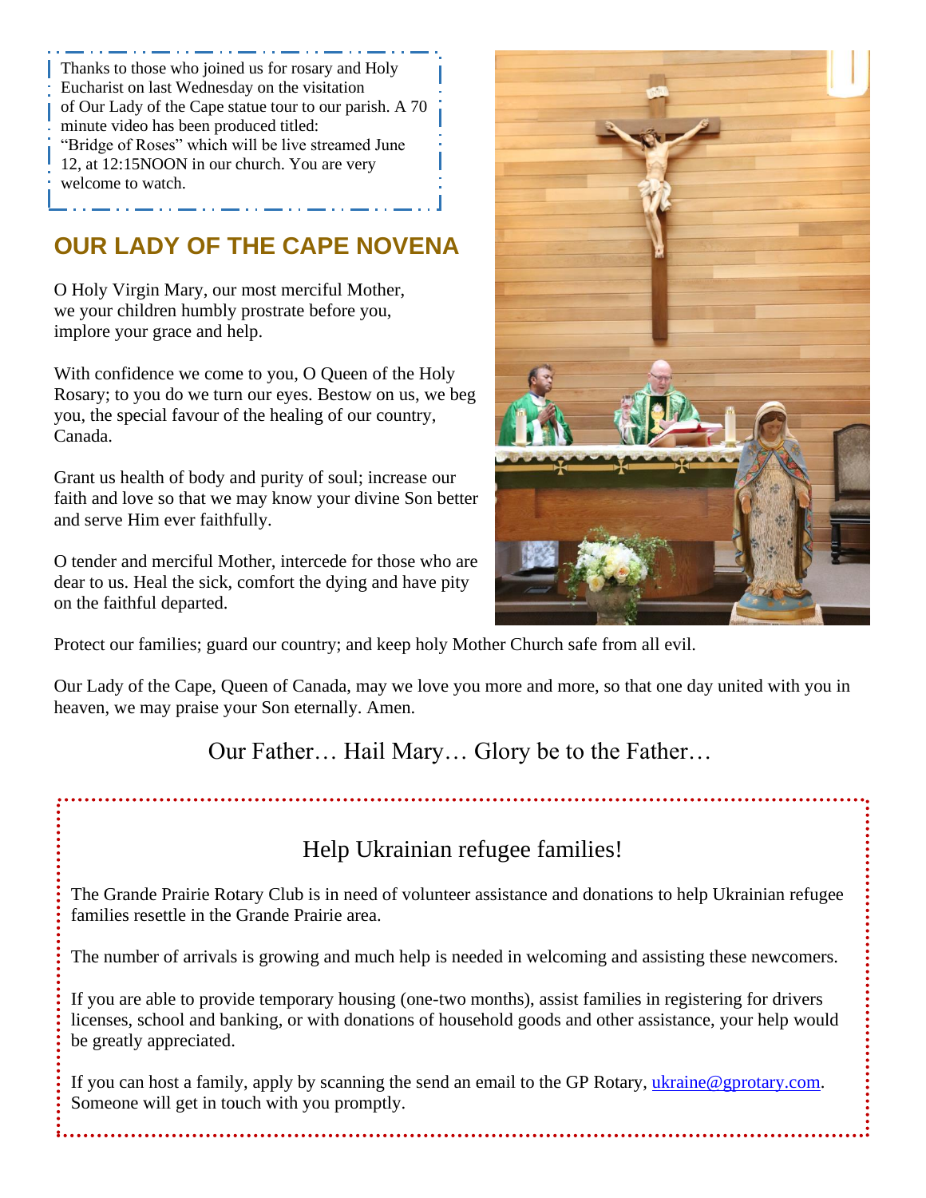Thanks to those who joined us for rosary and Holy Eucharist on last Wednesday on the visitation of Our Lady of the Cape statue tour to our parish. A 70 minute video has been produced titled: "Bridge of Roses" which will be live streamed June 12, at 12:15NOON in our church. You are very welcome to watch.

## OUR LADY OF THE CAPE NOVENA

O Holy Virgin Mary, our most merciful Mother, we your children humbly prostrate before you, implore your grace and help.

With confidence we come to you, O Queen of the Holy Rosary; to you do we turn our eyes. Bestow on us, we beg you, the special favour of the healing of our country, Canada.

Grant us health of body and purity of soul; increase our faith and love so that we may know your divine Son better and serve Him ever faithfully.

O tender and merciful Mother, intercede for those who are dear to us. Heal the sick, comfort the dying and have pity on the faithful departed.

Protect our families; guard our country; and keep holy Mother Church safe from all evil.

Our Lady of the Cape, Queen of Canada, may we love you more and more, so that one day united with you in heaven, we may praise your Son eternally. Amen.

Our Father… Hail Mary… Glory be to the Father…

## Help Ukrainian refugee families!

The Grande Prairie Rotary Club is in need of volunteer assistance and donations to help Ukrainian refugee families resettle in the Grande Prairie area.

The number of arrivals is growing and much help is needed in welcoming and assisting these newcomers.

If you are able to provide temporary housing (one-two months), assist families in registering for drivers licenses, school and banking, or with donations of household goods and other assistance, your help would be greatly appreciated.

If you can host a family, apply by scanning the send an email to the GP Rotary, ukraine@gprotary.com. Someone will get in touch with you promptly.